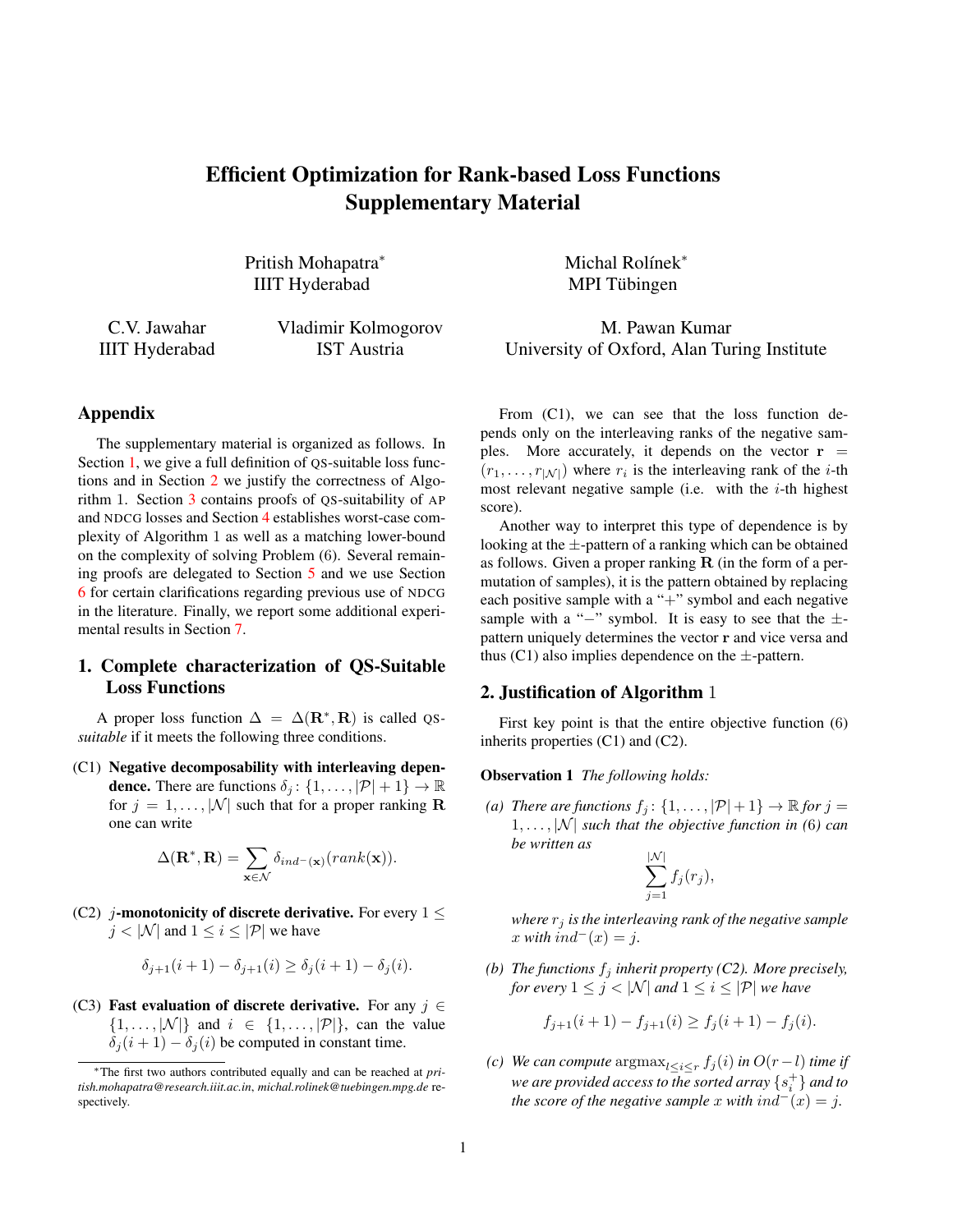# Efficient Optimization for Rank-based Loss Functions
# Supplementary Material

Pritish Mohapatra* (IIIT Hyderabad), Michal Rolínek* (MPI Tübingen), C.V. Jawahar (IIIT Hyderabad), Vladimir Kolmogorov (IST Austria), M. Pawan Kumar (University of Oxford, Alan Turing Institute)

## Appendix

The supplementary material is organized as follows. In Section 1, we give a full definition of QS-suitable loss functions and in Section 2 we justify the correctness of Algorithm 1. Section 3 contains proofs of QS-suitability of AP and NDCG losses and Section 4 establishes worst-case complexity of Algorithm 1 as well as a matching lower-bound on the complexity of solving Problem (6). Several remaining proofs are delegated to Section 5 and we use Section 6 for certain clarifications regarding previous use of NDCG in the literature. Finally, we report some additional experimental results in Section 7.

## 1. Complete characterization of QS-Suitable Loss Functions

A proper loss function $\Delta = \Delta(\mathbf{R}^*, \mathbf{R})$ is called QS-*suitable* if it meets the following three conditions.

(C1) **Negative decomposability with interleaving dependence.** There are functions $\delta_j \colon \{1, \ldots, |\mathcal{P}|+1\} \to \mathbb{R}$ for $j = 1, \ldots, |\mathcal{N}|$ such that for a proper ranking $\mathbf{R}$ one can write

$$\Delta(\mathbf{R}^*, \mathbf{R}) = \sum_{\mathbf{x} \in \mathcal{N}} \delta_{ind^-(\mathbf{x})}(rank(\mathbf{x})).$$

(C2) $j$**-monotonicity of discrete derivative.** For every $1 \leq j < |\mathcal{N}|$ and $1 \leq i \leq |\mathcal{P}|$ we have

$$\delta_{j+1}(i+1) - \delta_{j+1}(i) \geq \delta_j(i+1) - \delta_j(i).$$

(C3) **Fast evaluation of discrete derivative.** For any $j \in \{1, \ldots, |\mathcal{N}|\}$ and $i \in \{1, \ldots, |\mathcal{P}|\}$, can the value $\delta_j(i+1) - \delta_j(i)$ be computed in constant time.

From (C1), we can see that the loss function depends only on the interleaving ranks of the negative samples. More accurately, it depends on the vector $\mathbf{r} = (r_1, \ldots, r_{|\mathcal{N}|})$ where $r_i$ is the interleaving rank of the $i$-th most relevant negative sample (i.e. with the $i$-th highest score).

Another way to interpret this type of dependence is by looking at the $\pm$-pattern of a ranking which can be obtained as follows. Given a proper ranking $\mathbf{R}$ (in the form of a permutation of samples), it is the pattern obtained by replacing each positive sample with a "$+$" symbol and each negative sample with a "$-$" symbol. It is easy to see that the $\pm$-pattern uniquely determines the vector $\mathbf{r}$ and vice versa and thus (C1) also implies dependence on the $\pm$-pattern.

## 2. Justification of Algorithm 1

First key point is that the entire objective function (6) inherits properties (C1) and (C2).

**Observation 1** *The following holds:*

*(a) There are functions $f_j \colon \{1, \ldots, |\mathcal{P}|+1\} \to \mathbb{R}$ for $j = 1, \ldots, |\mathcal{N}|$ such that the objective function in (6) can be written as*

$$\sum_{j=1}^{|\mathcal{N}|} f_j(r_j),$$

*where $r_j$ is the interleaving rank of the negative sample $x$ with $ind^-(x) = j$.*

*(b) The functions $f_j$ inherit property (C2). More precisely, for every $1 \leq j < |\mathcal{N}|$ and $1 \leq i \leq |\mathcal{P}|$ we have*

$$f_{j+1}(i+1) - f_{j+1}(i) \geq f_j(i+1) - f_j(i).$$

*(c) We can compute $\operatorname{argmax}_{l \leq i \leq r} f_j(i)$ in $O(r-l)$ time if we are provided access to the sorted array $\{s_i^+\}$ and to the score of the negative sample $x$ with $ind^-(x) = j$.*

*The first two authors contributed equally and can be reached at *pritish.mohapatra@research.iiit.ac.in*, *michal.rolinek@tuebingen.mpg.de* respectively.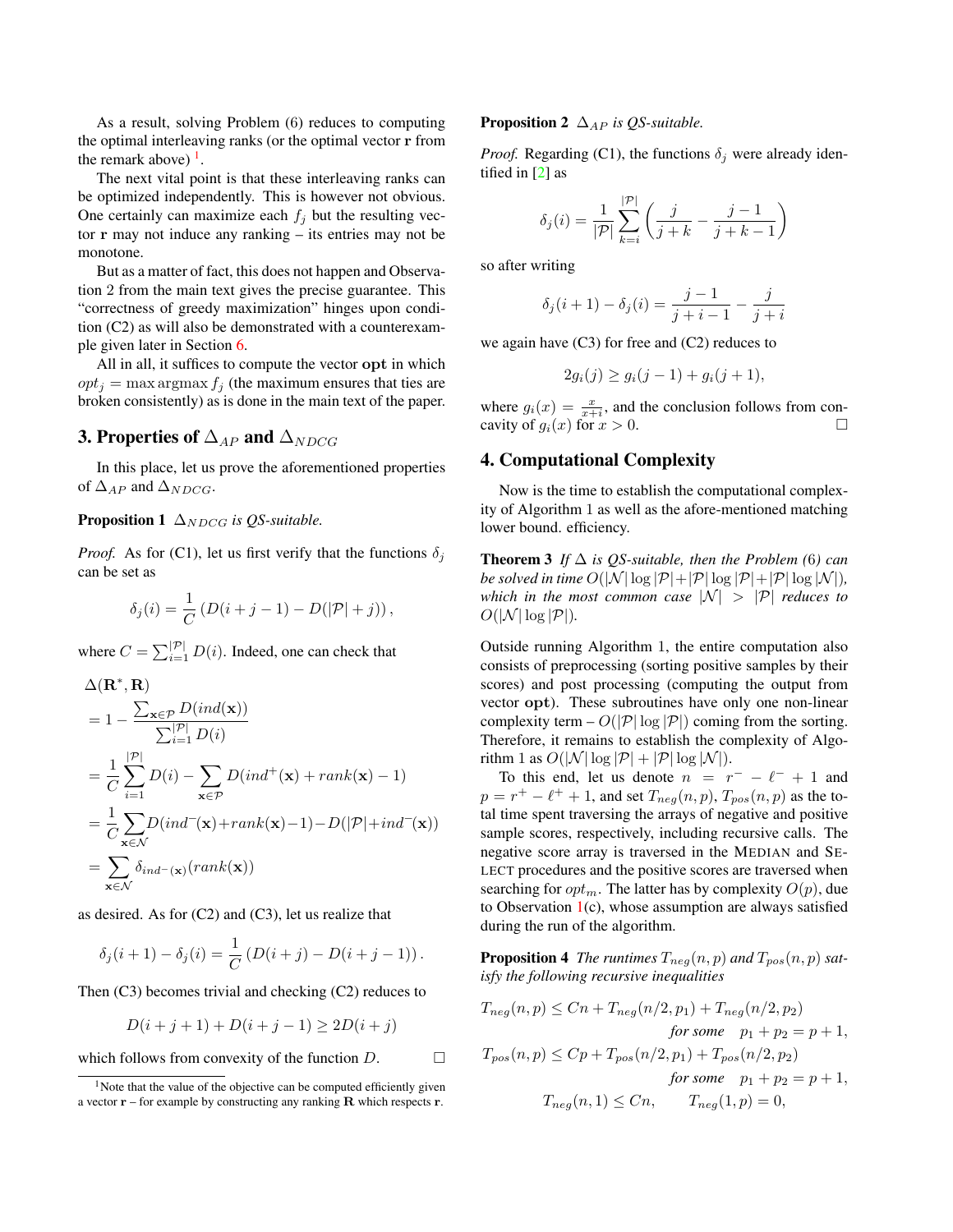As a result, solving Problem (6) reduces to computing the optimal interleaving ranks (or the optimal vector $\mathbf{r}$ from the remark above) [1].

The next vital point is that these interleaving ranks can be optimized independently. This is however not obvious. One certainly can maximize each $f_j$ but the resulting vector $\mathbf{r}$ may not induce any ranking – its entries may not be monotone.

But as a matter of fact, this does not happen and Observation 2 from the main text gives the precise guarantee. This "correctness of greedy maximization" hinges upon condition (C2) as will also be demonstrated with a counterexample given later in Section 6.

All in all, it suffices to compute the vector $\mathbf{opt}$ in which $opt_j = \max \operatorname{argmax} f_j$ (the maximum ensures that ties are broken consistently) as is done in the main text of the paper.

## 3. Properties of $\Delta_{AP}$ and $\Delta_{NDCG}$

In this place, let us prove the aforementioned properties of $\Delta_{AP}$ and $\Delta_{NDCG}$.

**Proposition 1** *$\Delta_{NDCG}$ is QS-suitable.*

*Proof.* As for (C1), let us first verify that the functions $\delta_j$ can be set as

$$\delta_j(i) = \frac{1}{C}\left(D(i+j-1) - D(|\mathcal{P}|+j)\right),$$

where $C = \sum_{i=1}^{|\mathcal{P}|} D(i)$. Indeed, one can check that

$$\begin{aligned}
&\Delta(\mathbf{R}^*, \mathbf{R}) \\
&= 1 - \frac{\sum_{\mathbf{x}\in\mathcal{P}} D(ind(\mathbf{x}))}{\sum_{i=1}^{|\mathcal{P}|} D(i)} \\
&= \frac{1}{C}\sum_{i=1}^{|\mathcal{P}|} D(i) - \sum_{\mathbf{x}\in\mathcal{P}} D(ind^+(\mathbf{x}) + rank(\mathbf{x}) - 1) \\
&= \frac{1}{C}\sum_{\mathbf{x}\in\mathcal{N}} D(ind^-(\mathbf{x}) + rank(\mathbf{x}) - 1) - D(|\mathcal{P}| + ind^-(\mathbf{x})) \\
&= \sum_{\mathbf{x}\in\mathcal{N}} \delta_{ind^-(\mathbf{x})}(rank(\mathbf{x}))
\end{aligned}$$

as desired. As for (C2) and (C3), let us realize that

$$\delta_j(i+1) - \delta_j(i) = \frac{1}{C}\left(D(i+j) - D(i+j-1)\right).$$

Then (C3) becomes trivial and checking (C2) reduces to

$$D(i+j+1) + D(i+j-1) \geq 2D(i+j)$$

which follows from convexity of the function $D$. □

[1] Note that the value of the objective can be computed efficiently given a vector $\mathbf{r}$ – for example by constructing any ranking $\mathbf{R}$ which respects $\mathbf{r}$.

**Proposition 2** *$\Delta_{AP}$ is QS-suitable.*

*Proof.* Regarding (C1), the functions $\delta_j$ were already identified in [2] as

$$\delta_j(i) = \frac{1}{|\mathcal{P}|}\sum_{k=i}^{|\mathcal{P}|}\left(\frac{j}{j+k} - \frac{j-1}{j+k-1}\right)$$

so after writing

$$\delta_j(i+1) - \delta_j(i) = \frac{j-1}{j+i-1} - \frac{j}{j+i}$$

we again have (C3) for free and (C2) reduces to

$$2g_i(j) \geq g_i(j-1) + g_i(j+1),$$

where $g_i(x) = \frac{x}{x+i}$, and the conclusion follows from concavity of $g_i(x)$ for $x > 0$. □

## 4. Computational Complexity

Now is the time to establish the computational complexity of Algorithm 1 as well as the afore-mentioned matching lower bound. efficiency.

**Theorem 3** *If $\Delta$ is QS-suitable, then the Problem (6) can be solved in time $O(|\mathcal{N}|\log|\mathcal{P}| + |\mathcal{P}|\log|\mathcal{P}| + |\mathcal{P}|\log|\mathcal{N}|)$, which in the most common case $|\mathcal{N}| > |\mathcal{P}|$ reduces to $O(|\mathcal{N}|\log|\mathcal{P}|)$.*

Outside running Algorithm 1, the entire computation also consists of preprocessing (sorting positive samples by their scores) and post processing (computing the output from vector $\mathbf{opt}$). These subroutines have only one non-linear complexity term – $O(|\mathcal{P}|\log|\mathcal{P}|)$ coming from the sorting. Therefore, it remains to establish the complexity of Algorithm 1 as $O(|\mathcal{N}|\log|\mathcal{P}| + |\mathcal{P}|\log|\mathcal{N}|)$.

To this end, let us denote $n = r^- - \ell^- + 1$ and $p = r^+ - \ell^+ + 1$, and set $T_{neg}(n,p)$, $T_{pos}(n,p)$ as the total time spent traversing the arrays of negative and positive sample scores, respectively, including recursive calls. The negative score array is traversed in the MEDIAN and SELECT procedures and the positive scores are traversed when searching for $opt_m$. The latter has by complexity $O(p)$, due to Observation 1(c), whose assumption are always satisfied during the run of the algorithm.

**Proposition 4** *The runtimes $T_{neg}(n,p)$ and $T_{pos}(n,p)$ satisfy the following recursive inequalities*

$$\begin{aligned}
T_{neg}(n,p) &\leq Cn + T_{neg}(n/2, p_1) + T_{neg}(n/2, p_2) \\
&\qquad\qquad \textit{for some} \quad p_1 + p_2 = p + 1, \\
T_{pos}(n,p) &\leq Cp + T_{pos}(n/2, p_1) + T_{pos}(n/2, p_2) \\
&\qquad\qquad \textit{for some} \quad p_1 + p_2 = p + 1, \\
T_{neg}(n,1) &\leq Cn, \qquad T_{neg}(1,p) = 0,
\end{aligned}$$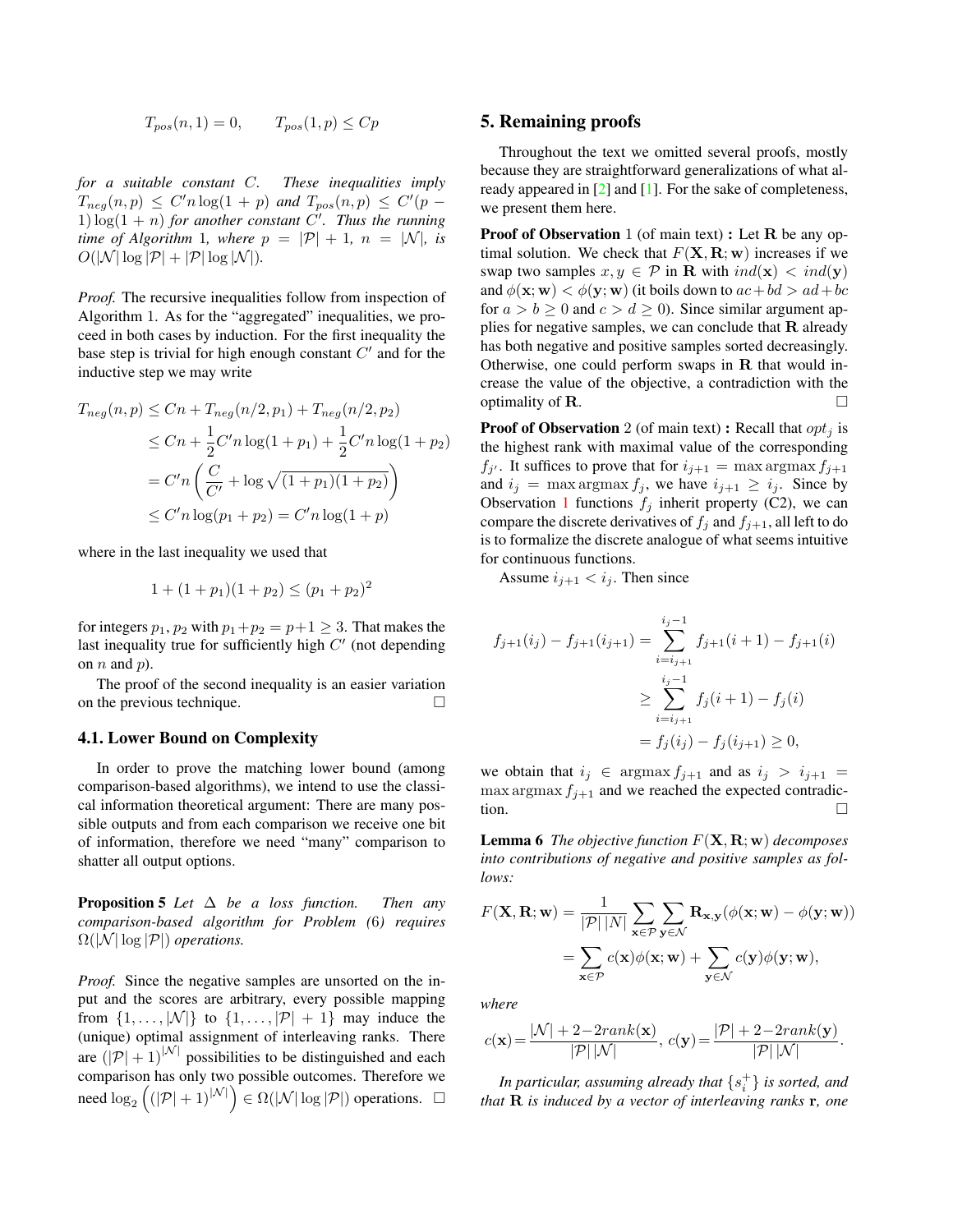$$T_{pos}(n, 1) = 0, \qquad T_{pos}(1, p) \leq Cp$$

*for a suitable constant $C$. These inequalities imply $T_{neg}(n, p) \leq C'n \log(1 + p)$ and $T_{pos}(n, p) \leq C'(p - 1) \log(1 + n)$ for another constant $C'$. Thus the running time of Algorithm 1, where $p = |\mathcal{P}| + 1$, $n = |\mathcal{N}|$, is $O(|\mathcal{N}| \log |\mathcal{P}| + |\mathcal{P}| \log |\mathcal{N}|)$.*

*Proof.* The recursive inequalities follow from inspection of Algorithm 1. As for the "aggregated" inequalities, we proceed in both cases by induction. For the first inequality the base step is trivial for high enough constant $C'$ and for the inductive step we may write

$$\begin{aligned}
T_{neg}(n, p) &\leq Cn + T_{neg}(n/2, p_1) + T_{neg}(n/2, p_2) \\
&\leq Cn + \frac{1}{2}C'n \log(1 + p_1) + \frac{1}{2}C'n \log(1 + p_2) \\
&= C'n \left( \frac{C}{C'} + \log \sqrt{(1 + p_1)(1 + p_2)} \right) \\
&\leq C'n \log(p_1 + p_2) = C'n \log(1 + p)
\end{aligned}$$

where in the last inequality we used that

$$1 + (1 + p_1)(1 + p_2) \leq (p_1 + p_2)^2$$

for integers $p_1, p_2$ with $p_1 + p_2 = p + 1 \geq 3$. That makes the last inequality true for sufficiently high $C'$ (not depending on $n$ and $p$).

The proof of the second inequality is an easier variation on the previous technique. □

### 4.1. Lower Bound on Complexity

In order to prove the matching lower bound (among comparison-based algorithms), we intend to use the classical information theoretical argument: There are many possible outputs and from each comparison we receive one bit of information, therefore we need "many" comparison to shatter all output options.

**Proposition 5** *Let $\Delta$ be a loss function. Then any comparison-based algorithm for Problem (6) requires $\Omega(|\mathcal{N}| \log |\mathcal{P}|)$ operations.*

*Proof.* Since the negative samples are unsorted on the input and the scores are arbitrary, every possible mapping from $\{1, \ldots, |\mathcal{N}|\}$ to $\{1, \ldots, |\mathcal{P}| + 1\}$ may induce the (unique) optimal assignment of interleaving ranks. There are $(|\mathcal{P}| + 1)^{|\mathcal{N}|}$ possibilities to be distinguished and each comparison has only two possible outcomes. Therefore we need $\log_2 \left( (|\mathcal{P}| + 1)^{|\mathcal{N}|} \right) \in \Omega(|\mathcal{N}| \log |\mathcal{P}|)$ operations. □

## 5. Remaining proofs

Throughout the text we omitted several proofs, mostly because they are straightforward generalizations of what already appeared in [2] and [1]. For the sake of completeness, we present them here.

**Proof of Observation** 1 (of main text) **:** Let $\mathbf{R}$ be any optimal solution. We check that $F(\mathbf{X}, \mathbf{R}; \mathbf{w})$ increases if we swap two samples $x, y \in \mathcal{P}$ in $\mathbf{R}$ with $ind(\mathbf{x}) < ind(\mathbf{y})$ and $\phi(\mathbf{x}; \mathbf{w}) < \phi(\mathbf{y}; \mathbf{w})$ (it boils down to $ac + bd > ad + bc$ for $a > b \geq 0$ and $c > d \geq 0$). Since similar argument applies for negative samples, we can conclude that $\mathbf{R}$ already has both negative and positive samples sorted decreasingly. Otherwise, one could perform swaps in $\mathbf{R}$ that would increase the value of the objective, a contradiction with the optimality of $\mathbf{R}$. □

**Proof of Observation** 2 (of main text) **:** Recall that $opt_j$ is the highest rank with maximal value of the corresponding $f_{j'}$. It suffices to prove that for $i_{j+1} = \max \operatorname{argmax} f_{j+1}$ and $i_j = \max \operatorname{argmax} f_j$, we have $i_{j+1} \geq i_j$. Since by Observation 1 functions $f_j$ inherit property (C2), we can compare the discrete derivatives of $f_j$ and $f_{j+1}$, all left to do is to formalize the discrete analogue of what seems intuitive for continuous functions.

Assume $i_{j+1} < i_j$. Then since

$$\begin{aligned}
f_{j+1}(i_j) - f_{j+1}(i_{j+1}) &= \sum_{i=i_{j+1}}^{i_j - 1} f_{j+1}(i + 1) - f_{j+1}(i) \\
&\geq \sum_{i=i_{j+1}}^{i_j - 1} f_j(i + 1) - f_j(i) \\
&= f_j(i_j) - f_j(i_{j+1}) \geq 0,
\end{aligned}$$

we obtain that $i_j \in \operatorname{argmax} f_{j+1}$ and as $i_j > i_{j+1} = \max \operatorname{argmax} f_{j+1}$ and we reached the expected contradiction. □

**Lemma 6** *The objective function $F(\mathbf{X}, \mathbf{R}; \mathbf{w})$ decomposes into contributions of negative and positive samples as follows:*

$$\begin{aligned}
F(\mathbf{X}, \mathbf{R}; \mathbf{w}) &= \frac{1}{|\mathcal{P}|\,|N|} \sum_{\mathbf{x} \in \mathcal{P}} \sum_{\mathbf{y} \in \mathcal{N}} \mathbf{R}_{\mathbf{x},\mathbf{y}} (\phi(\mathbf{x}; \mathbf{w}) - \phi(\mathbf{y}; \mathbf{w})) \\
&= \sum_{\mathbf{x} \in \mathcal{P}} c(\mathbf{x}) \phi(\mathbf{x}; \mathbf{w}) + \sum_{\mathbf{y} \in \mathcal{N}} c(\mathbf{y}) \phi(\mathbf{y}; \mathbf{w}),
\end{aligned}$$

*where*

$$c(\mathbf{x}) = \frac{|\mathcal{N}| + 2 - 2rank(\mathbf{x})}{|\mathcal{P}|\,|\mathcal{N}|}, \; c(\mathbf{y}) = \frac{|\mathcal{P}| + 2 - 2rank(\mathbf{y})}{|\mathcal{P}|\,|\mathcal{N}|}.$$

*In particular, assuming already that $\{s_i^+\}$ is sorted, and that $\mathbf{R}$ is induced by a vector of interleaving ranks $\mathbf{r}$, one*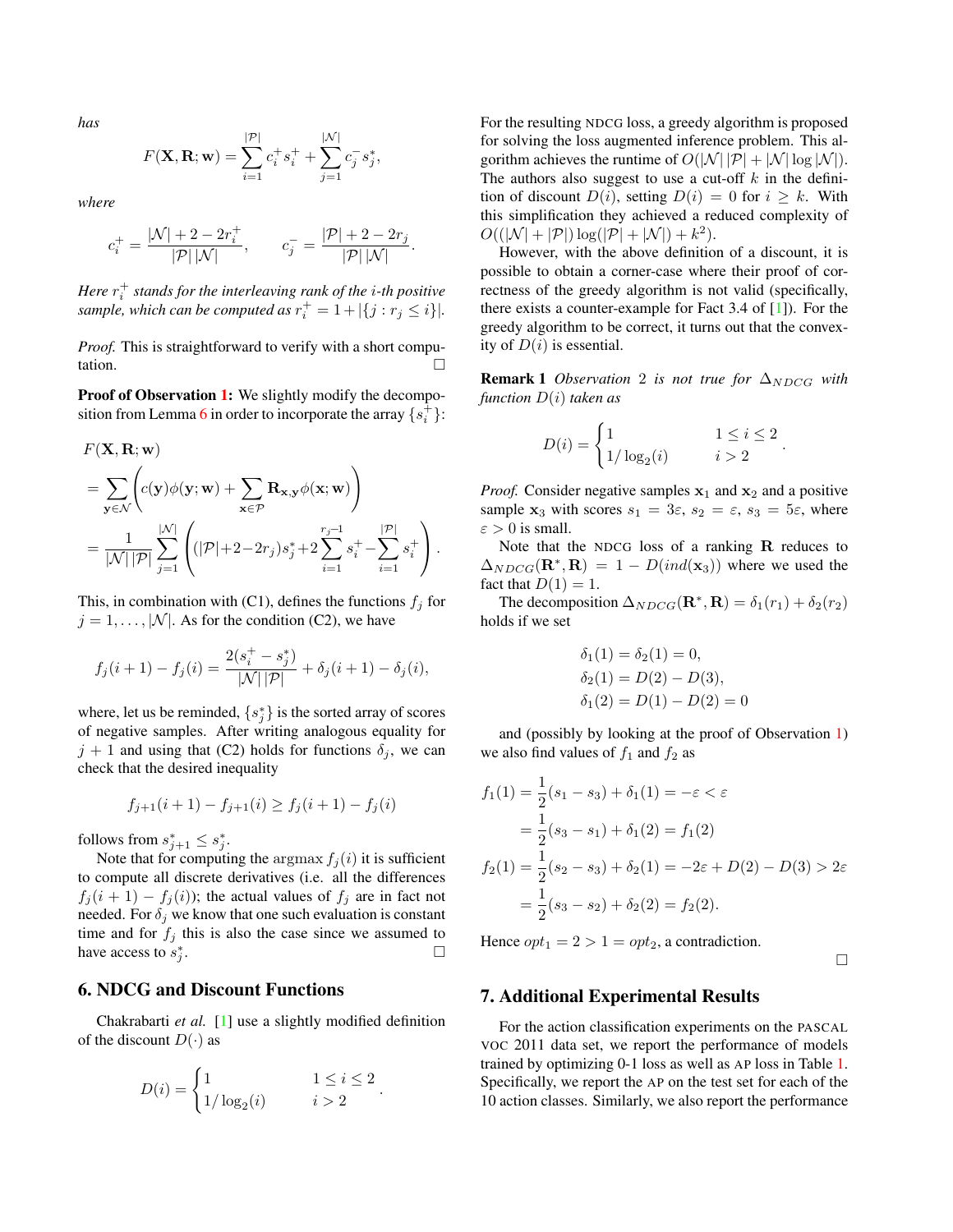*has*

$$F(\mathbf{X}, \mathbf{R}; \mathbf{w}) = \sum_{i=1}^{|\mathcal{P}|} c_i^+ s_i^+ + \sum_{j=1}^{|\mathcal{N}|} c_j^- s_j^*,$$

*where*

$$c_i^+ = \frac{|\mathcal{N}| + 2 - 2r_i^+}{|\mathcal{P}|\,|\mathcal{N}|}, \qquad c_j^- = \frac{|\mathcal{P}| + 2 - 2r_j}{|\mathcal{P}|\,|\mathcal{N}|}.$$

*Here $r_i^+$ stands for the interleaving rank of the $i$-th positive sample, which can be computed as $r_i^+ = 1 + |\{j : r_j \leq i\}|$.*

*Proof.* This is straightforward to verify with a short computation. □

**Proof of Observation 1:** We slightly modify the decomposition from Lemma 6 in order to incorporate the array $\{s_i^+\}$:

$$\begin{aligned}
&F(\mathbf{X}, \mathbf{R}; \mathbf{w}) \\
&= \sum_{\mathbf{y} \in \mathcal{N}} \left( c(\mathbf{y})\phi(\mathbf{y}; \mathbf{w}) + \sum_{\mathbf{x} \in \mathcal{P}} \mathbf{R}_{\mathbf{x},\mathbf{y}} \phi(\mathbf{x}; \mathbf{w}) \right) \\
&= \frac{1}{|\mathcal{N}|\,|\mathcal{P}|} \sum_{j=1}^{|\mathcal{N}|} \left( (|\mathcal{P}| + 2 - 2r_j) s_j^* + 2 \sum_{i=1}^{r_j - 1} s_i^+ - \sum_{i=1}^{|\mathcal{P}|} s_i^+ \right).
\end{aligned}$$

This, in combination with (C1), defines the functions $f_j$ for $j = 1, \ldots, |\mathcal{N}|$. As for the condition (C2), we have

$$f_j(i+1) - f_j(i) = \frac{2(s_i^+ - s_j^*)}{|\mathcal{N}|\,|\mathcal{P}|} + \delta_j(i+1) - \delta_j(i),$$

where, let us be reminded, $\{s_j^*\}$ is the sorted array of scores of negative samples. After writing analogous equality for $j+1$ and using that (C2) holds for functions $\delta_j$, we can check that the desired inequality

$$f_{j+1}(i+1) - f_{j+1}(i) \geq f_j(i+1) - f_j(i)$$

follows from $s_{j+1}^* \leq s_j^*$.

Note that for computing the $\operatorname{argmax} f_j(i)$ it is sufficient to compute all discrete derivatives (i.e. all the differences $f_j(i+1) - f_j(i)$); the actual values of $f_j$ are in fact not needed. For $\delta_j$ we know that one such evaluation is constant time and for $f_j$ this is also the case since we assumed to have access to $s_j^*$. □

## 6. NDCG and Discount Functions

Chakrabarti *et al.* [1] use a slightly modified definition of the discount $D(\cdot)$ as

$$D(i) = \begin{cases} 1 & 1 \leq i \leq 2 \\ 1/\log_2(i) & i > 2 \end{cases}.$$

For the resulting NDCG loss, a greedy algorithm is proposed for solving the loss augmented inference problem. This algorithm achieves the runtime of $O(|\mathcal{N}|\,|\mathcal{P}| + |\mathcal{N}| \log |\mathcal{N}|)$. The authors also suggest to use a cut-off $k$ in the definition of discount $D(i)$, setting $D(i) = 0$ for $i \geq k$. With this simplification they achieved a reduced complexity of $O((|\mathcal{N}| + |\mathcal{P}|) \log(|\mathcal{P}| + |\mathcal{N}|) + k^2)$.

However, with the above definition of a discount, it is possible to obtain a corner-case where their proof of correctness of the greedy algorithm is not valid (specifically, there exists a counter-example for Fact 3.4 of [1]). For the greedy algorithm to be correct, it turns out that the convexity of $D(i)$ is essential.

**Remark 1** *Observation 2 is not true for $\Delta_{NDCG}$ with function $D(i)$ taken as*

$$D(i) = \begin{cases} 1 & 1 \leq i \leq 2 \\ 1/\log_2(i) & i > 2 \end{cases}.$$

*Proof.* Consider negative samples $\mathbf{x}_1$ and $\mathbf{x}_2$ and a positive sample $\mathbf{x}_3$ with scores $s_1 = 3\varepsilon$, $s_2 = \varepsilon$, $s_3 = 5\varepsilon$, where $\varepsilon > 0$ is small.

Note that the NDCG loss of a ranking $\mathbf{R}$ reduces to $\Delta_{NDCG}(\mathbf{R}^*, \mathbf{R}) = 1 - D(ind(\mathbf{x}_3))$ where we used the fact that $D(1) = 1$.

The decomposition $\Delta_{NDCG}(\mathbf{R}^*, \mathbf{R}) = \delta_1(r_1) + \delta_2(r_2)$ holds if we set

$$\begin{aligned}
\delta_1(1) &= \delta_2(1) = 0, \\
\delta_2(1) &= D(2) - D(3), \\
\delta_1(2) &= D(1) - D(2) = 0
\end{aligned}$$

and (possibly by looking at the proof of Observation 1) we also find values of $f_1$ and $f_2$ as

$$\begin{aligned}
f_1(1) &= \frac{1}{2}(s_1 - s_3) + \delta_1(1) = -\varepsilon < \varepsilon \\
&= \frac{1}{2}(s_3 - s_1) + \delta_1(2) = f_1(2) \\
f_2(1) &= \frac{1}{2}(s_2 - s_3) + \delta_2(1) = -2\varepsilon + D(2) - D(3) > 2\varepsilon \\
&= \frac{1}{2}(s_3 - s_2) + \delta_2(2) = f_2(2).
\end{aligned}$$

Hence $opt_1 = 2 > 1 = opt_2$, a contradiction. □

## 7. Additional Experimental Results

For the action classification experiments on the PASCAL VOC 2011 data set, we report the performance of models trained by optimizing 0-1 loss as well as AP loss in Table 1. Specifically, we report the AP on the test set for each of the 10 action classes. Similarly, we also report the performance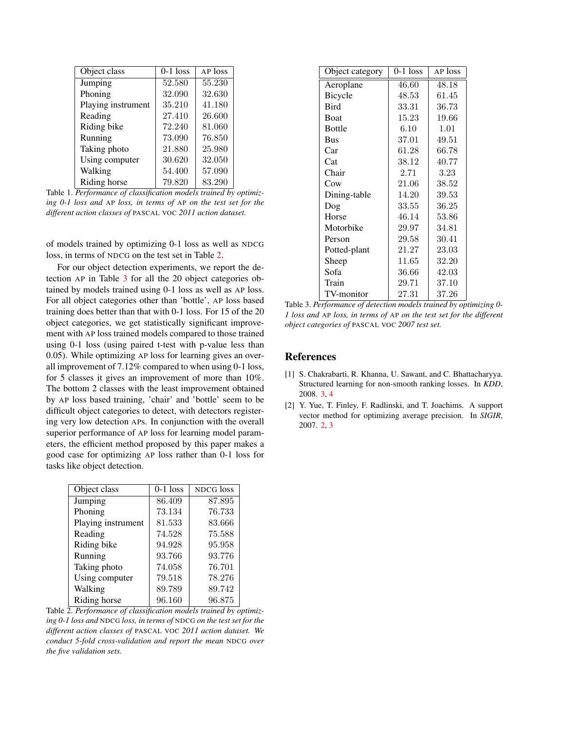| Object class | 0-1 loss | AP loss |
|---|---|---|
| Jumping | 52.580 | 55.230 |
| Phoning | 32.090 | 32.630 |
| Playing instrument | 35.210 | 41.180 |
| Reading | 27.410 | 26.600 |
| Riding bike | 72.240 | 81.060 |
| Running | 73.090 | 76.850 |
| Taking photo | 21.880 | 25.980 |
| Using computer | 30.620 | 32.050 |
| Walking | 54.400 | 57.090 |
| Riding horse | 79.820 | 83.290 |

Table 1. *Performance of classification models trained by optimizing 0-1 loss and* AP *loss, in terms of* AP *on the test set for the different action classes of* PASCAL VOC *2011 action dataset.*

of models trained by optimizing 0-1 loss as well as NDCG loss, in terms of NDCG on the test set in Table 2.

For our object detection experiments, we report the detection AP in Table 3 for all the 20 object categories obtained by models trained using 0-1 loss as well as AP loss. For all object categories other than 'bottle', AP loss based training does better than that with 0-1 loss. For 15 of the 20 object categories, we get statistically significant improvement with AP loss trained models compared to those trained using 0-1 loss (using paired t-test with p-value less than 0.05). While optimizing AP loss for learning gives an overall improvement of 7.12% compared to when using 0-1 loss, for 5 classes it gives an improvement of more than 10%. The bottom 2 classes with the least improvement obtained by AP loss based training, 'chair' and 'bottle' seem to be difficult object categories to detect, with detectors registering very low detection APs. In conjunction with the overall superior performance of AP loss for learning model parameters, the efficient method proposed by this paper makes a good case for optimizing AP loss rather than 0-1 loss for tasks like object detection.

| Object class | 0-1 loss | NDCG loss |
|---|---|---|
| Jumping | 86.409 | 87.895 |
| Phoning | 73.134 | 76.733 |
| Playing instrument | 81.533 | 83.666 |
| Reading | 74.528 | 75.588 |
| Riding bike | 94.928 | 95.958 |
| Running | 93.766 | 93.776 |
| Taking photo | 74.058 | 76.701 |
| Using computer | 79.518 | 78.276 |
| Walking | 89.789 | 89.742 |
| Riding horse | 96.160 | 96.875 |

Table 2. *Performance of classification models trained by optimizing 0-1 loss and* NDCG *loss, in terms of* NDCG *on the test set for the different action classes of* PASCAL VOC *2011 action dataset. We conduct 5-fold cross-validation and report the mean* NDCG *over the five validation sets.*

| Object category | 0-1 loss | AP loss |
|---|---|---|
| Aeroplane | 46.60 | 48.18 |
| Bicycle | 48.53 | 61.45 |
| Bird | 33.31 | 36.73 |
| Boat | 15.23 | 19.66 |
| Bottle | 6.10 | 1.01 |
| Bus | 37.01 | 49.51 |
| Car | 61.28 | 66.78 |
| Cat | 38.12 | 40.77 |
| Chair | 2.71 | 3.23 |
| Cow | 21.06 | 38.52 |
| Dining-table | 14.20 | 39.53 |
| Dog | 33.55 | 36.25 |
| Horse | 46.14 | 53.86 |
| Motorbike | 29.97 | 34.81 |
| Person | 29.58 | 30.41 |
| Potted-plant | 21.27 | 23.03 |
| Sheep | 11.65 | 32.20 |
| Sofa | 36.66 | 42.03 |
| Train | 29.71 | 37.10 |
| TV-monitor | 27.31 | 37.26 |

Table 3. *Performance of detection models trained by optimizing 0-1 loss and* AP *loss, in terms of* AP *on the test set for the different object categories of* PASCAL VOC *2007 test set.*

## References

[1] S. Chakrabarti, R. Khanna, U. Sawant, and C. Bhattacharyya. Structured learning for non-smooth ranking losses. In *KDD*, 2008. 3, 4

[2] Y. Yue, T. Finley, F. Radlinski, and T. Joachims. A support vector method for optimizing average precision. In *SIGIR*, 2007. 2, 3